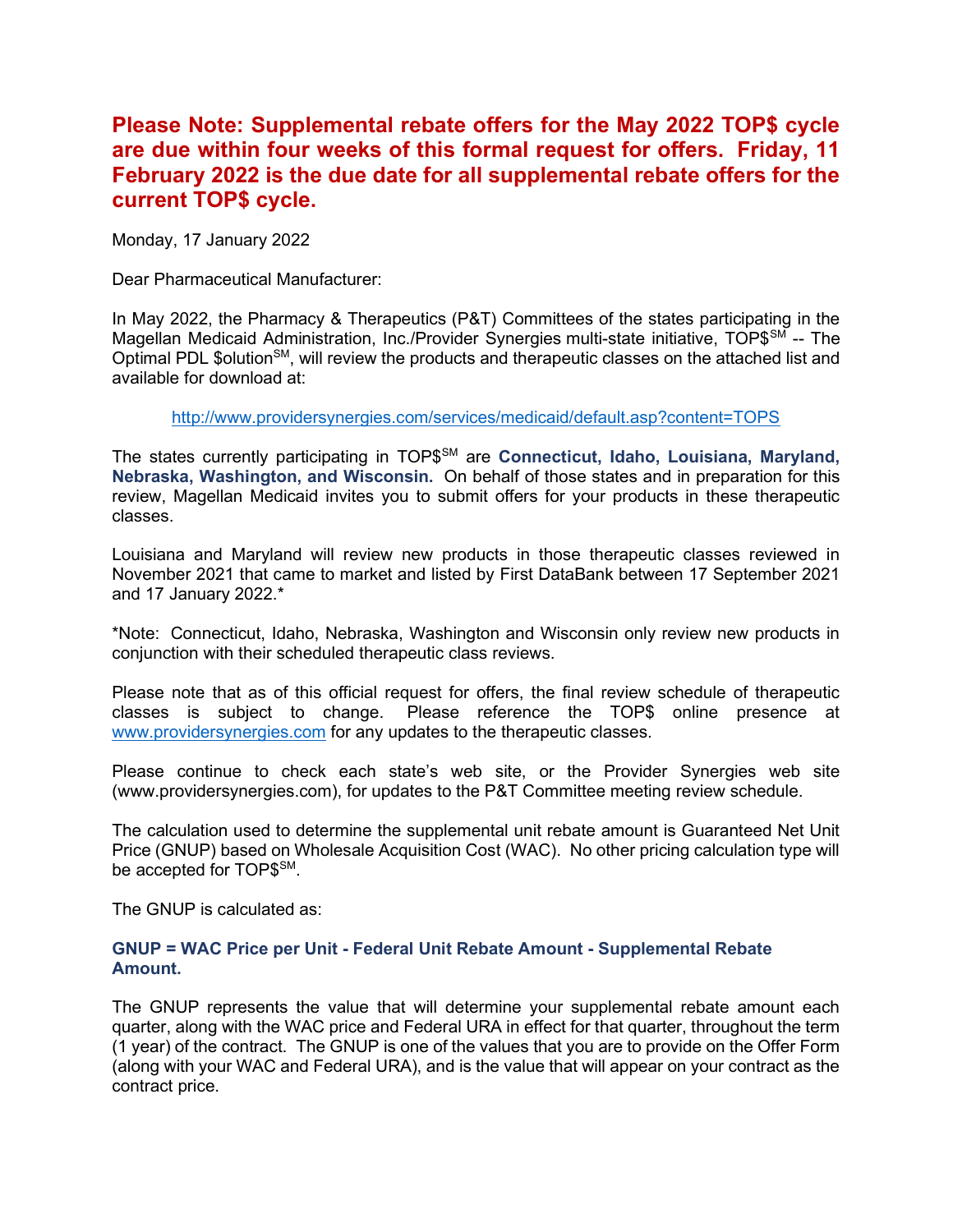**Please Note: Supplemental rebate offers for the May 2022 TOP$ cycle are due within four weeks of this formal request for offers. Friday, 11 February 2022 is the due date for all supplemental rebate offers for the current TOP$ cycle.**

Monday, 17 January 2022

Dear Pharmaceutical Manufacturer:

In May 2022, the Pharmacy & Therapeutics (P&T) Committees of the states participating in the Magellan Medicaid Administration, Inc./Provider Synergies multi-state initiative, TOP$SM -- The Optimal PDL $olutionSM, will review the products and therapeutic classes on the attached list and available for download at:

http://www.providersynergies.com/services/medicaid/default.asp?content=TOPS

The states currently participating in TOP$SM are **Connecticut, Idaho, Louisiana, Maryland, Nebraska, Washington, and Wisconsin.** On behalf of those states and in preparation for this review, Magellan Medicaid invites you to submit offers for your products in these therapeutic classes.

Louisiana and Maryland will review new products in those therapeutic classes reviewed in November 2021 that came to market and listed by First DataBank between 17 September 2021 and 17 January 2022.*

*Note: Connecticut, Idaho, Nebraska, Washington and Wisconsin only review new products in conjunction with their scheduled therapeutic class reviews.

Please note that as of this official request for offers, the final review schedule of therapeutic classes is subject to change. Please reference the TOP$ online presence at www.providersynergies.com for any updates to the therapeutic classes.

Please continue to check each state's web site, or the Provider Synergies web site (www.providersynergies.com), for updates to the P&T Committee meeting review schedule.

The calculation used to determine the supplemental unit rebate amount is Guaranteed Net Unit Price (GNUP) based on Wholesale Acquisition Cost (WAC). No other pricing calculation type will be accepted for TOP$SM.

The GNUP is calculated as:

**GNUP = WAC Price per Unit - Federal Unit Rebate Amount - Supplemental Rebate Amount.**

The GNUP represents the value that will determine your supplemental rebate amount each quarter, along with the WAC price and Federal URA in effect for that quarter, throughout the term (1 year) of the contract. The GNUP is one of the values that you are to provide on the Offer Form (along with your WAC and Federal URA), and is the value that will appear on your contract as the contract price.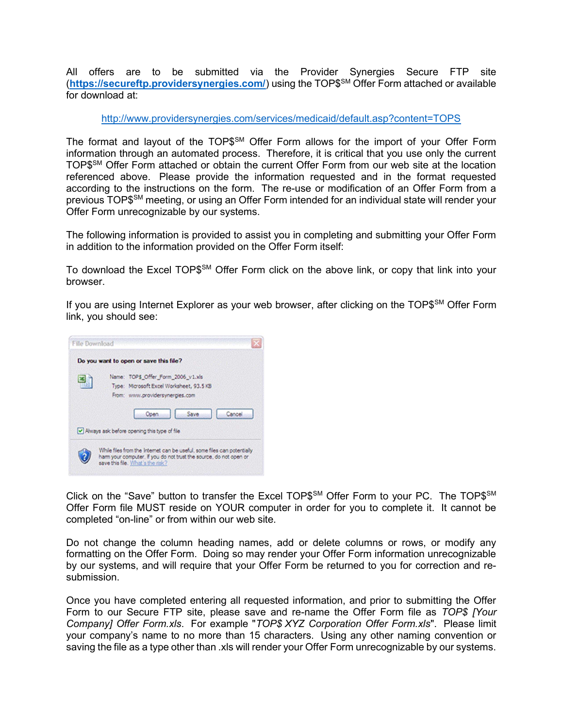All offers are to be submitted via the Provider Synergies Secure FTP site (**https://secureftp.providersynergies.com/**) using the TOP$[SM] Offer Form attached or available for download at:

http://www.providersynergies.com/services/medicaid/default.asp?content=TOPS

The format and layout of the TOP$[SM] Offer Form allows for the import of your Offer Form information through an automated process. Therefore, it is critical that you use only the current TOP$[SM] Offer Form attached or obtain the current Offer Form from our web site at the location referenced above. Please provide the information requested and in the format requested according to the instructions on the form. The re-use or modification of an Offer Form from a previous TOP$[SM] meeting, or using an Offer Form intended for an individual state will render your Offer Form unrecognizable by our systems.

The following information is provided to assist you in completing and submitting your Offer Form in addition to the information provided on the Offer Form itself:

To download the Excel TOP$[SM] Offer Form click on the above link, or copy that link into your browser.

If you are using Internet Explorer as your web browser, after clicking on the TOP$[SM] Offer Form link, you should see:

File Download

**Do you want to open or save this file?**

Name: TOP$_Offer_Form_2006_v1.xls
Type: Microsoft Excel Worksheet, 93.5 KB
From: www.providersynergies.com

Open | Save | Cancel

Always ask before opening this type of file

While files from the Internet can be useful, some files can potentially harm your computer. If you do not trust the source, do not open or save this file. What's the risk?

Click on the "Save" button to transfer the Excel TOP$[SM] Offer Form to your PC. The TOP$[SM] Offer Form file MUST reside on YOUR computer in order for you to complete it. It cannot be completed "on-line" or from within our web site.

Do not change the column heading names, add or delete columns or rows, or modify any formatting on the Offer Form. Doing so may render your Offer Form information unrecognizable by our systems, and will require that your Offer Form be returned to you for correction and re-submission.

Once you have completed entering all requested information, and prior to submitting the Offer Form to our Secure FTP site, please save and re-name the Offer Form file as *TOP$ [Your Company] Offer Form.xls*. For example "*TOP$ XYZ Corporation Offer Form.xls*". Please limit your company's name to no more than 15 characters. Using any other naming convention or saving the file as a type other than .xls will render your Offer Form unrecognizable by our systems.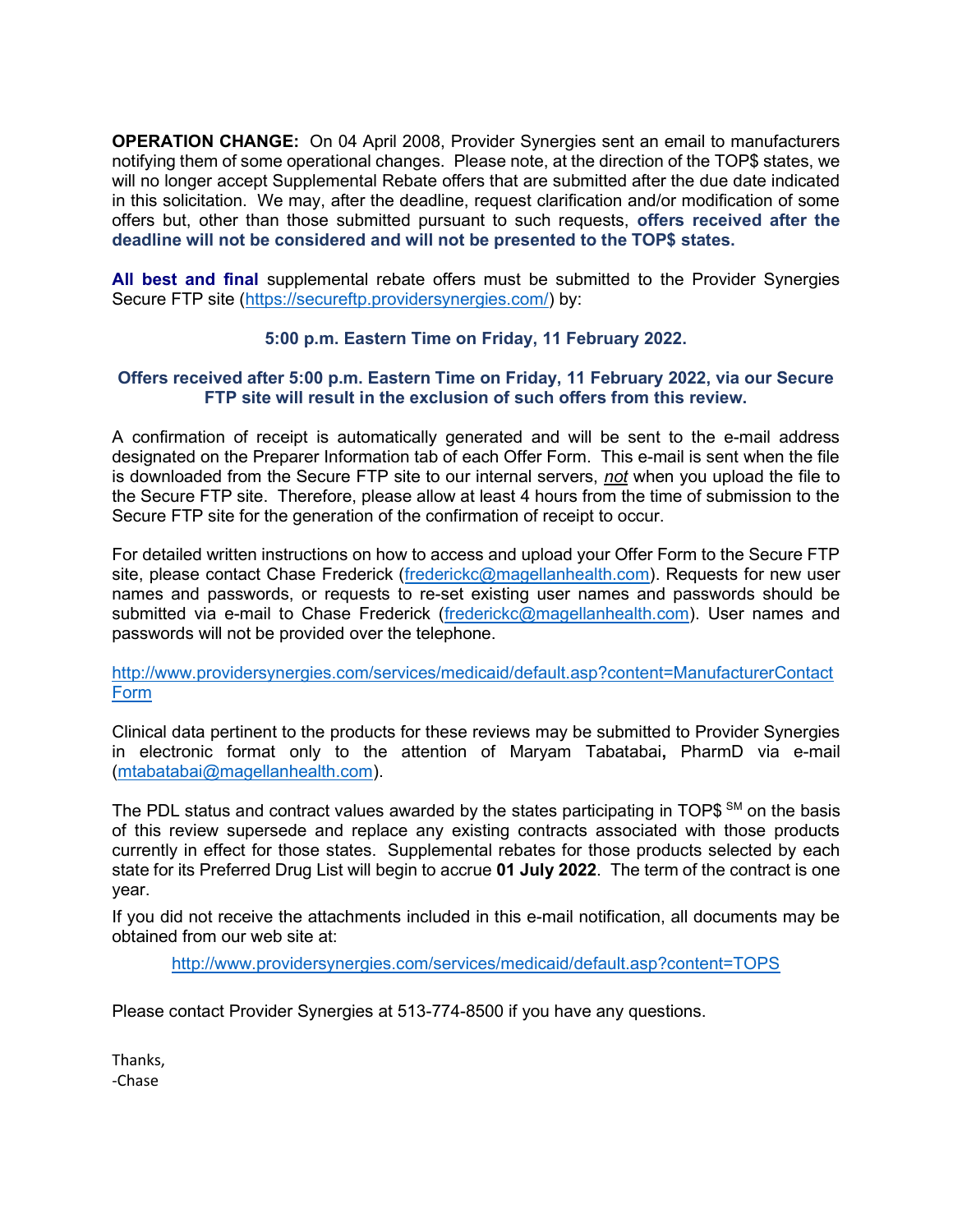**OPERATION CHANGE:** On 04 April 2008, Provider Synergies sent an email to manufacturers notifying them of some operational changes. Please note, at the direction of the TOP$ states, we will no longer accept Supplemental Rebate offers that are submitted after the due date indicated in this solicitation. We may, after the deadline, request clarification and/or modification of some offers but, other than those submitted pursuant to such requests, **offers received after the deadline will not be considered and will not be presented to the TOP$ states.**

**All best and final** supplemental rebate offers must be submitted to the Provider Synergies Secure FTP site (https://secureftp.providersynergies.com/) by:

**5:00 p.m. Eastern Time on Friday, 11 February 2022.**

**Offers received after 5:00 p.m. Eastern Time on Friday, 11 February 2022, via our Secure FTP site will result in the exclusion of such offers from this review.**

A confirmation of receipt is automatically generated and will be sent to the e-mail address designated on the Preparer Information tab of each Offer Form. This e-mail is sent when the file is downloaded from the Secure FTP site to our internal servers, ***not*** when you upload the file to the Secure FTP site. Therefore, please allow at least 4 hours from the time of submission to the Secure FTP site for the generation of the confirmation of receipt to occur.

For detailed written instructions on how to access and upload your Offer Form to the Secure FTP site, please contact Chase Frederick (frederickc@magellanhealth.com). Requests for new user names and passwords, or requests to re-set existing user names and passwords should be submitted via e-mail to Chase Frederick (frederickc@magellanhealth.com). User names and passwords will not be provided over the telephone.

http://www.providersynergies.com/services/medicaid/default.asp?content=ManufacturerContactForm

Clinical data pertinent to the products for these reviews may be submitted to Provider Synergies in electronic format only to the attention of Maryam Tabatabai**,** PharmD via e-mail (mtabatabai@magellanhealth.com).

The PDL status and contract values awarded by the states participating in TOP$ [SM] on the basis of this review supersede and replace any existing contracts associated with those products currently in effect for those states. Supplemental rebates for those products selected by each state for its Preferred Drug List will begin to accrue **01 July 2022**. The term of the contract is one year.

If you did not receive the attachments included in this e-mail notification, all documents may be obtained from our web site at:

http://www.providersynergies.com/services/medicaid/default.asp?content=TOPS

Please contact Provider Synergies at 513-774-8500 if you have any questions.

Thanks,
-Chase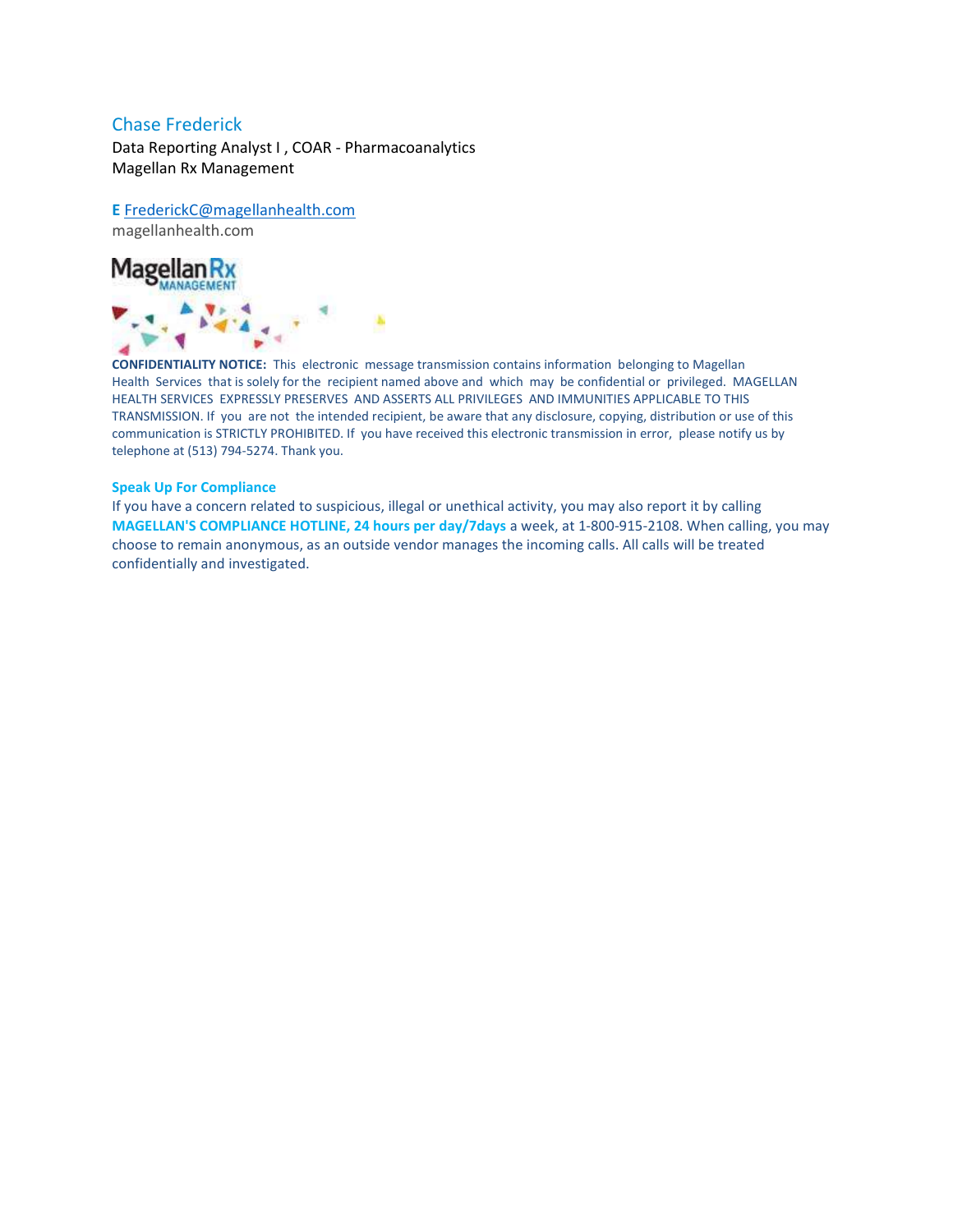Chase Frederick

Data Reporting Analyst I , COAR - Pharmacoanalytics

Magellan Rx Management

**E** FrederickC@magellanhealth.com

magellanhealth.com

**CONFIDENTIALITY NOTICE:** This electronic message transmission contains information belonging to Magellan Health Services that is solely for the recipient named above and which may be confidential or privileged. MAGELLAN HEALTH SERVICES EXPRESSLY PRESERVES AND ASSERTS ALL PRIVILEGES AND IMMUNITIES APPLICABLE TO THIS TRANSMISSION. If you are not the intended recipient, be aware that any disclosure, copying, distribution or use of this communication is STRICTLY PROHIBITED. If you have received this electronic transmission in error, please notify us by telephone at (513) 794-5274. Thank you.

**Speak Up For Compliance**

If you have a concern related to suspicious, illegal or unethical activity, you may also report it by calling **MAGELLAN'S COMPLIANCE HOTLINE, 24 hours per day/7days** a week, at 1-800-915-2108. When calling, you may choose to remain anonymous, as an outside vendor manages the incoming calls. All calls will be treated confidentially and investigated.